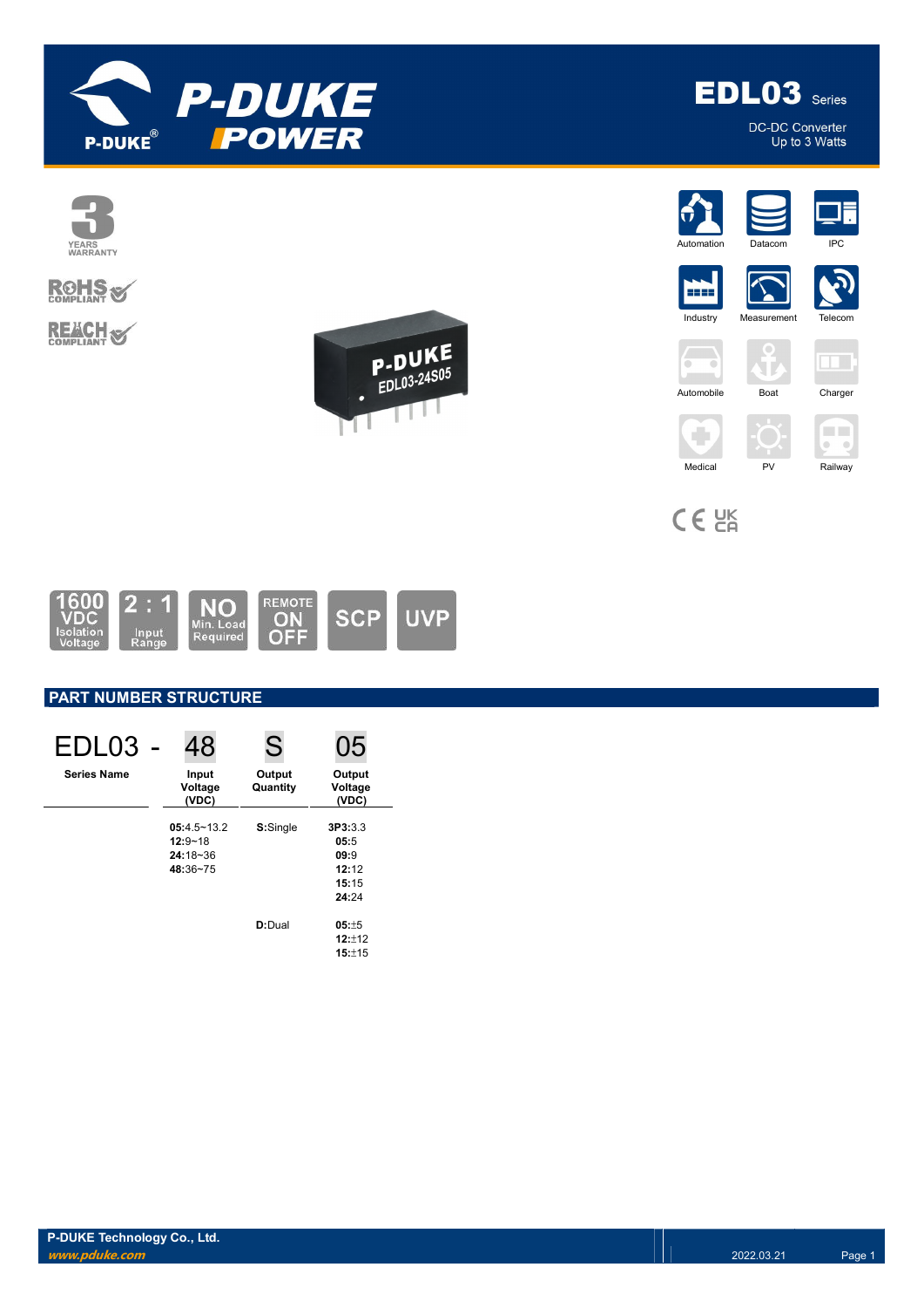# EDL03 Series

DC-DC Converter
Up to 3 Watts

3 YEARS WARRANTY

RoHS COMPLIANT

REACH COMPLIANT

Automation | Datacom | IPC | Industry | Measurement | Telecom | Automobile | Boat | Charger | Medical | PV | Railway

1600 VDC Isolation Voltage | 2 : 1 Input Range | NO Min. Load Required | REMOTE ON OFF | SCP | UVP

## PART NUMBER STRUCTURE

| EDL03 - | 48 | S | 05 |
|---|---|---|---|
| **Series Name** | **Input Voltage (VDC)** | **Output Quantity** | **Output Voltage (VDC)** |
| | **05**:4.5~13.2<br>**12**:9~18<br>**24**:18~36<br>**48**:36~75 | **S**:Single | **3P3**:3.3<br>**05**:5<br>**09**:9<br>**12**:12<br>**15**:15<br>**24**:24 |
| | | **D**:Dual | **05**:±5<br>**12**:±12<br>**15**:±15 |

P-DUKE Technology Co., Ltd.
*www.pduke.com*
2022.03.21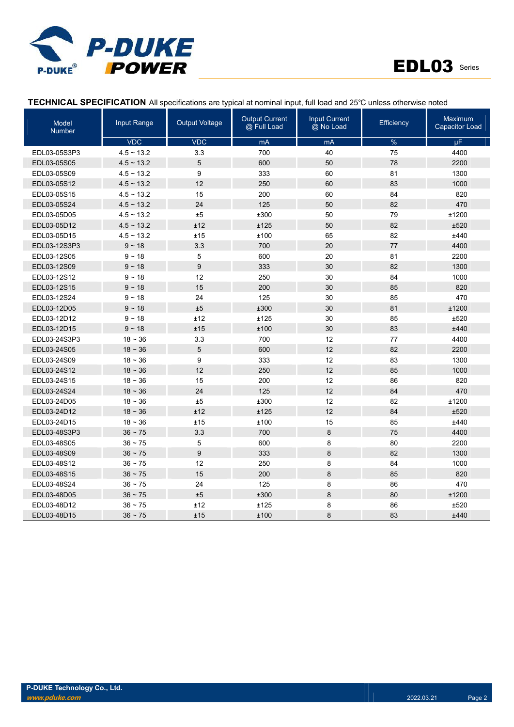**TECHNICAL SPECIFICATION** All specifications are typical at nominal input, full load and 25℃ unless otherwise noted

| Model Number | Input Range | Output Voltage | Output Current @ Full Load | Input Current @ No Load | Efficiency | Maximum Capacitor Load |
|---|---|---|---|---|---|---|
| | VDC | VDC | mA | mA | % | µF |
| EDL03-05S3P3 | 4.5 ~ 13.2 | 3.3 | 700 | 40 | 75 | 4400 |
| EDL03-05S05 | 4.5 ~ 13.2 | 5 | 600 | 50 | 78 | 2200 |
| EDL03-05S09 | 4.5 ~ 13.2 | 9 | 333 | 60 | 81 | 1300 |
| EDL03-05S12 | 4.5 ~ 13.2 | 12 | 250 | 60 | 83 | 1000 |
| EDL03-05S15 | 4.5 ~ 13.2 | 15 | 200 | 60 | 84 | 820 |
| EDL03-05S24 | 4.5 ~ 13.2 | 24 | 125 | 50 | 82 | 470 |
| EDL03-05D05 | 4.5 ~ 13.2 | ±5 | ±300 | 50 | 79 | ±1200 |
| EDL03-05D12 | 4.5 ~ 13.2 | ±12 | ±125 | 50 | 82 | ±520 |
| EDL03-05D15 | 4.5 ~ 13.2 | ±15 | ±100 | 65 | 82 | ±440 |
| EDL03-12S3P3 | 9 ~ 18 | 3.3 | 700 | 20 | 77 | 4400 |
| EDL03-12S05 | 9 ~ 18 | 5 | 600 | 20 | 81 | 2200 |
| EDL03-12S09 | 9 ~ 18 | 9 | 333 | 30 | 82 | 1300 |
| EDL03-12S12 | 9 ~ 18 | 12 | 250 | 30 | 84 | 1000 |
| EDL03-12S15 | 9 ~ 18 | 15 | 200 | 30 | 85 | 820 |
| EDL03-12S24 | 9 ~ 18 | 24 | 125 | 30 | 85 | 470 |
| EDL03-12D05 | 9 ~ 18 | ±5 | ±300 | 30 | 81 | ±1200 |
| EDL03-12D12 | 9 ~ 18 | ±12 | ±125 | 30 | 85 | ±520 |
| EDL03-12D15 | 9 ~ 18 | ±15 | ±100 | 30 | 83 | ±440 |
| EDL03-24S3P3 | 18 ~ 36 | 3.3 | 700 | 12 | 77 | 4400 |
| EDL03-24S05 | 18 ~ 36 | 5 | 600 | 12 | 82 | 2200 |
| EDL03-24S09 | 18 ~ 36 | 9 | 333 | 12 | 83 | 1300 |
| EDL03-24S12 | 18 ~ 36 | 12 | 250 | 12 | 85 | 1000 |
| EDL03-24S15 | 18 ~ 36 | 15 | 200 | 12 | 86 | 820 |
| EDL03-24S24 | 18 ~ 36 | 24 | 125 | 12 | 84 | 470 |
| EDL03-24D05 | 18 ~ 36 | ±5 | ±300 | 12 | 82 | ±1200 |
| EDL03-24D12 | 18 ~ 36 | ±12 | ±125 | 12 | 84 | ±520 |
| EDL03-24D15 | 18 ~ 36 | ±15 | ±100 | 15 | 85 | ±440 |
| EDL03-48S3P3 | 36 ~ 75 | 3.3 | 700 | 8 | 75 | 4400 |
| EDL03-48S05 | 36 ~ 75 | 5 | 600 | 8 | 80 | 2200 |
| EDL03-48S09 | 36 ~ 75 | 9 | 333 | 8 | 82 | 1300 |
| EDL03-48S12 | 36 ~ 75 | 12 | 250 | 8 | 84 | 1000 |
| EDL03-48S15 | 36 ~ 75 | 15 | 200 | 8 | 85 | 820 |
| EDL03-48S24 | 36 ~ 75 | 24 | 125 | 8 | 86 | 470 |
| EDL03-48D05 | 36 ~ 75 | ±5 | ±300 | 8 | 80 | ±1200 |
| EDL03-48D12 | 36 ~ 75 | ±12 | ±125 | 8 | 86 | ±520 |
| EDL03-48D15 | 36 ~ 75 | ±15 | ±100 | 8 | 83 | ±440 |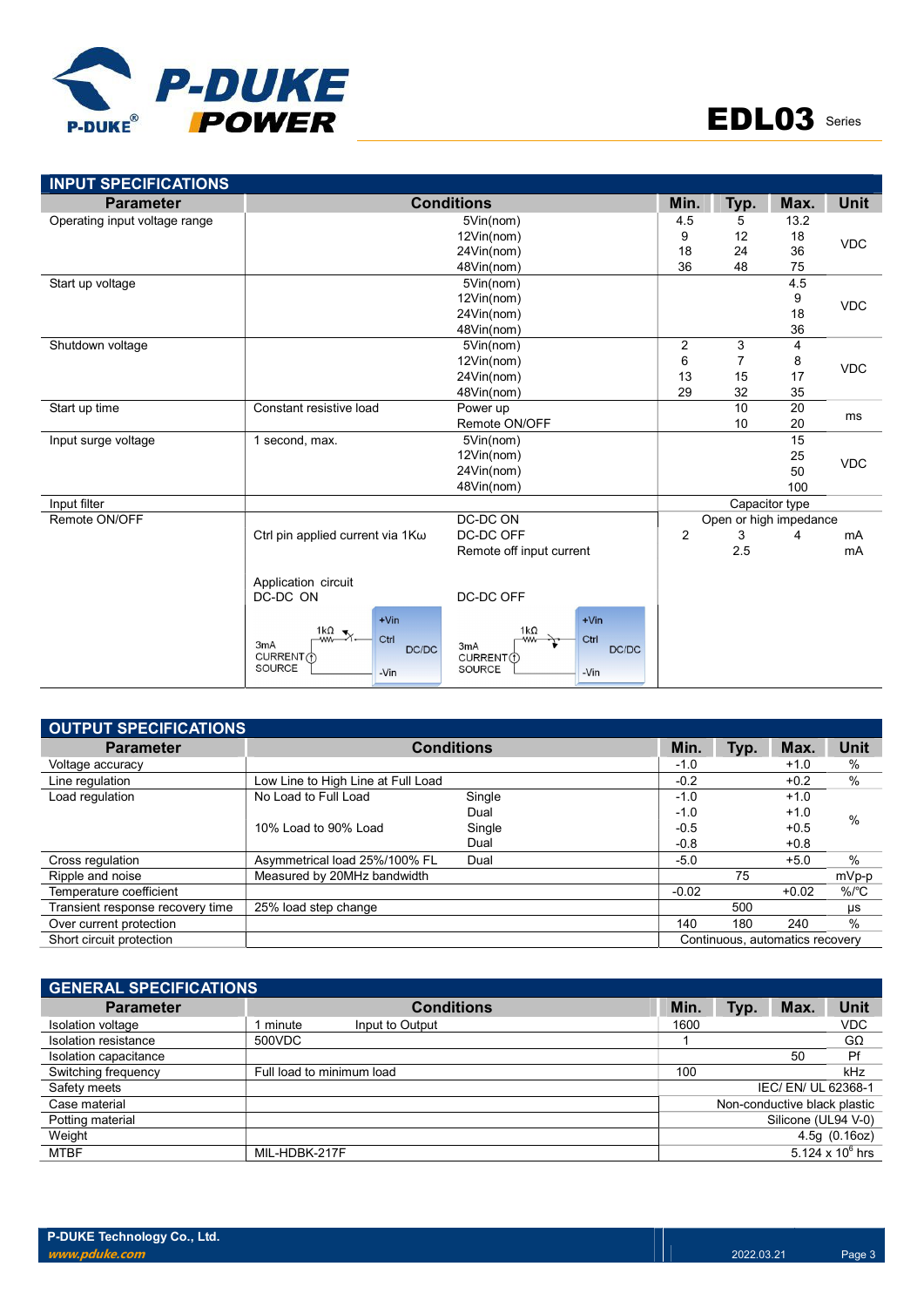## INPUT SPECIFICATIONS

| Parameter | Conditions | | Min. | Typ. | Max. | Unit |
|---|---|---|---|---|---|---|
| Operating input voltage range | | 5Vin(nom) | 4.5 | 5 | 13.2 | VDC |
| | | 12Vin(nom) | 9 | 12 | 18 | |
| | | 24Vin(nom) | 18 | 24 | 36 | |
| | | 48Vin(nom) | 36 | 48 | 75 | |
| Start up voltage | | 5Vin(nom) | | | 4.5 | VDC |
| | | 12Vin(nom) | | | 9 | |
| | | 24Vin(nom) | | | 18 | |
| | | 48Vin(nom) | | | 36 | |
| Shutdown voltage | | 5Vin(nom) | 2 | 3 | 4 | VDC |
| | | 12Vin(nom) | 6 | 7 | 8 | |
| | | 24Vin(nom) | 13 | 15 | 17 | |
| | | 48Vin(nom) | 29 | 32 | 35 | |
| Start up time | Constant resistive load | Power up | | 10 | 20 | ms |
| | | Remote ON/OFF | | 10 | 20 | |
| Input surge voltage | 1 second, max. | 5Vin(nom) | | | 15 | VDC |
| | | 12Vin(nom) | | | 25 | |
| | | 24Vin(nom) | | | 50 | |
| | | 48Vin(nom) | | | 100 | |
| Input filter | | | Capacitor type | | | |
| Remote ON/OFF | | DC-DC ON | Open or high impedance | | | |
| | Ctrl pin applied current via 1Kω | DC-DC OFF | 2 | 3 | 4 | mA |
| | | Remote off input current | | 2.5 | | mA |
| | Application circuit DC-DC ON | DC-DC OFF | | | | |

## OUTPUT SPECIFICATIONS

| Parameter | Conditions | | Min. | Typ. | Max. | Unit |
|---|---|---|---|---|---|---|
| Voltage accuracy | | | -1.0 | | +1.0 | % |
| Line regulation | Low Line to High Line at Full Load | | -0.2 | | +0.2 | % |
| Load regulation | No Load to Full Load | Single | -1.0 | | +1.0 | % |
| | | Dual | -1.0 | | +1.0 | |
| | 10% Load to 90% Load | Single | -0.5 | | +0.5 | |
| | | Dual | -0.8 | | +0.8 | |
| Cross regulation | Asymmetrical load 25%/100% FL | Dual | -5.0 | | +5.0 | % |
| Ripple and noise | Measured by 20MHz bandwidth | | | 75 | | mVp-p |
| Temperature coefficient | | | -0.02 | | +0.02 | %/°C |
| Transient response recovery time | 25% load step change | | | 500 | | μs |
| Over current protection | | | 140 | 180 | 240 | % |
| Short circuit protection | | | Continuous, automatics recovery | | | |

## GENERAL SPECIFICATIONS

| Parameter | Conditions | | Min. | Typ. | Max. | Unit |
|---|---|---|---|---|---|---|
| Isolation voltage | 1 minute | Input to Output | 1600 | | | VDC |
| Isolation resistance | 500VDC | | 1 | | | GΩ |
| Isolation capacitance | | | | | 50 | Pf |
| Switching frequency | Full load to minimum load | | 100 | | | kHz |
| Safety meets | | | IEC/ EN/ UL 62368-1 | | | |
| Case material | | | Non-conductive black plastic | | | |
| Potting material | | | Silicone (UL94 V-0) | | | |
| Weight | | | 4.5g (0.16oz) | | | |
| MTBF | MIL-HDBK-217F | | $5.124 \times 10^6$ hrs | | | |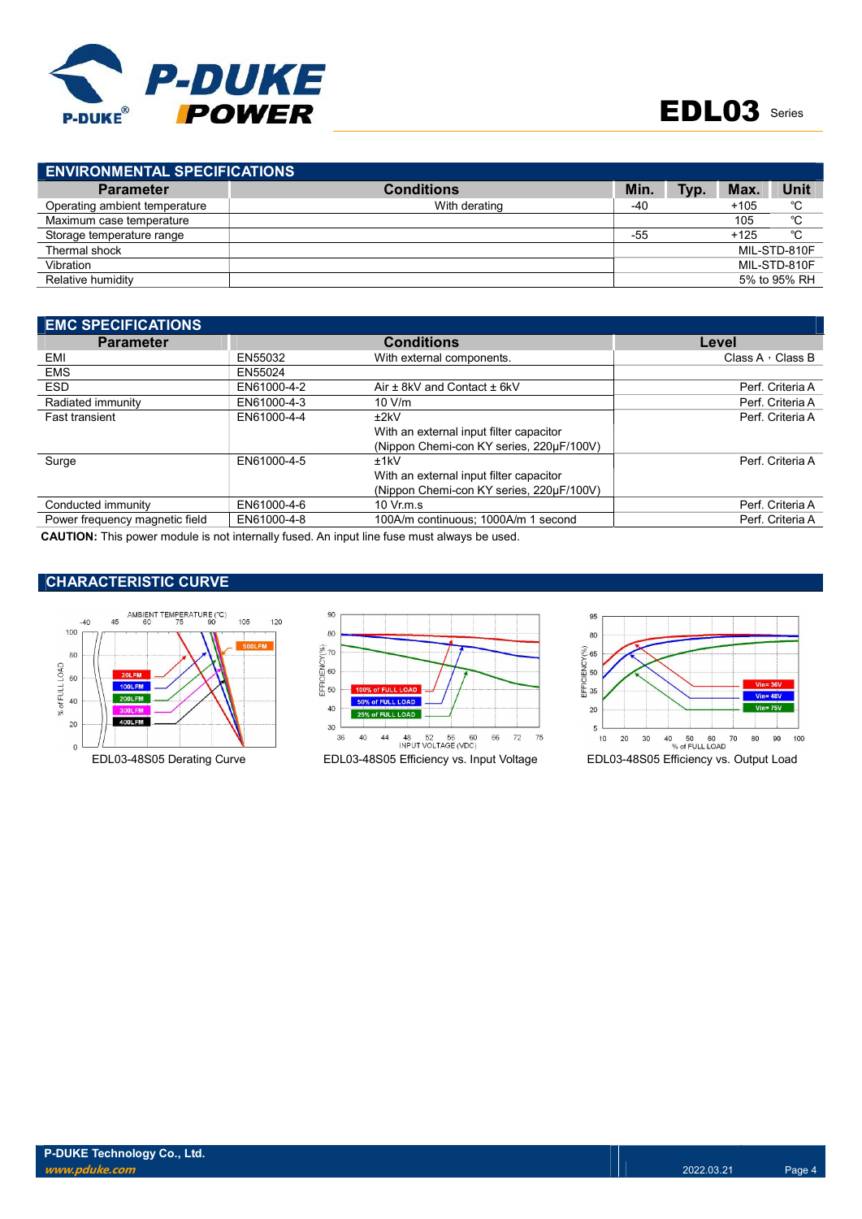## ENVIRONMENTAL SPECIFICATIONS

| Parameter | Conditions | Min. | Typ. | Max. | Unit |
|---|---|---|---|---|---|
| Operating ambient temperature | With derating | -40 | | +105 | ℃ |
| Maximum case temperature | | | | 105 | ℃ |
| Storage temperature range | | -55 | | +125 | ℃ |
| Thermal shock | | | | | MIL-STD-810F |
| Vibration | | | | | MIL-STD-810F |
| Relative humidity | | | | | 5% to 95% RH |

## EMC SPECIFICATIONS

| Parameter | | Conditions | Level |
|---|---|---|---|
| EMI | EN55032 | With external components. | Class A，Class B |
| EMS | EN55024 | | |
| ESD | EN61000-4-2 | Air ± 8kV and Contact ± 6kV | Perf. Criteria A |
| Radiated immunity | EN61000-4-3 | 10 V/m | Perf. Criteria A |
| Fast transient | EN61000-4-4 | ±2kV<br>With an external input filter capacitor<br>(Nippon Chemi-con KY series, 220μF/100V) | Perf. Criteria A |
| Surge | EN61000-4-5 | ±1kV<br>With an external input filter capacitor<br>(Nippon Chemi-con KY series, 220μF/100V) | Perf. Criteria A |
| Conducted immunity | EN61000-4-6 | 10 Vr.m.s | Perf. Criteria A |
| Power frequency magnetic field | EN61000-4-8 | 100A/m continuous; 1000A/m 1 second | Perf. Criteria A |

**CAUTION:** This power module is not internally fused. An input line fuse must always be used.

## CHARACTERISTIC CURVE

EDL03-48S05 Derating Curve

EDL03-48S05 Efficiency vs. Input Voltage

EDL03-48S05 Efficiency vs. Output Load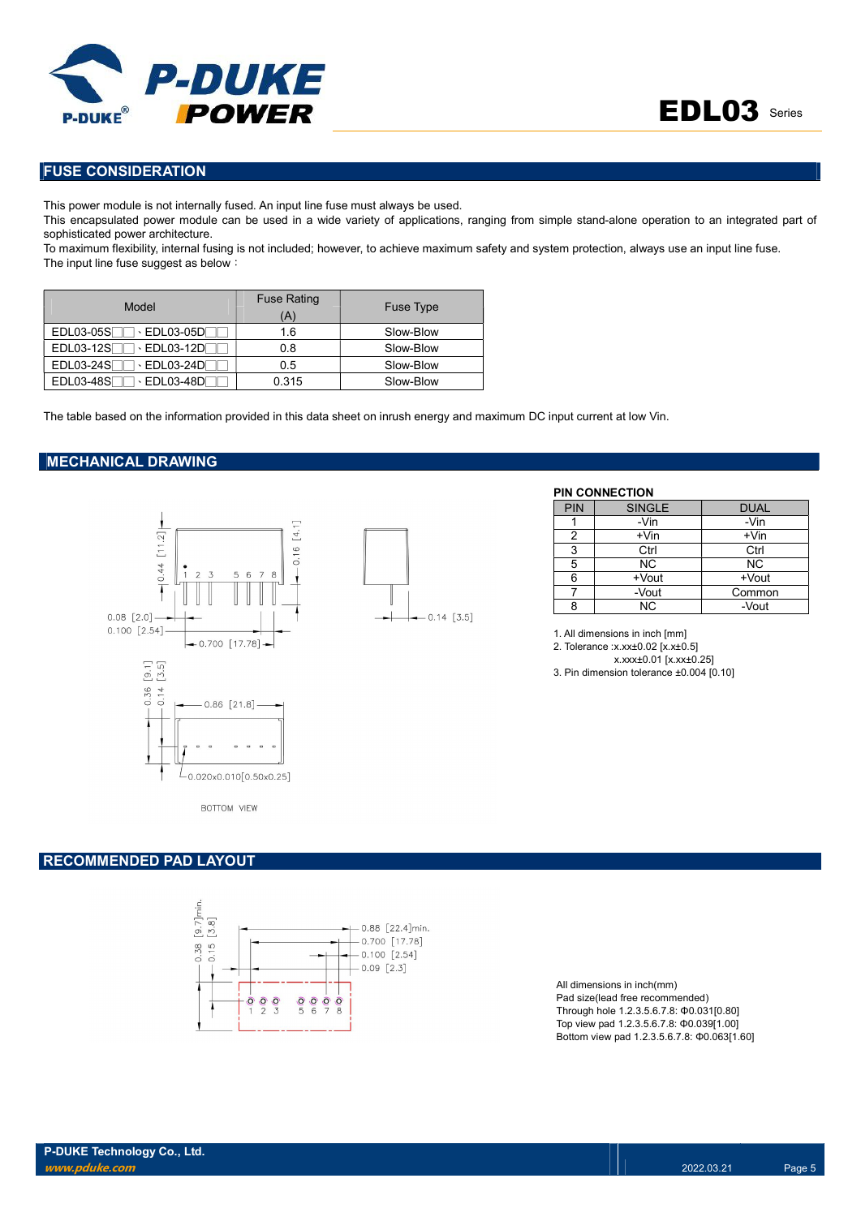## FUSE CONSIDERATION

This power module is not internally fused. An input line fuse must always be used.
This encapsulated power module can be used in a wide variety of applications, ranging from simple stand-alone operation to an integrated part of sophisticated power architecture.
To maximum flexibility, internal fusing is not included; however, to achieve maximum safety and system protection, always use an input line fuse.
The input line fuse suggest as below：

| Model | Fuse Rating (A) | Fuse Type |
|---|---|---|
| EDL03-05S□□、EDL03-05D□□ | 1.6 | Slow-Blow |
| EDL03-12S□□、EDL03-12D□□ | 0.8 | Slow-Blow |
| EDL03-24S□□、EDL03-24D□□ | 0.5 | Slow-Blow |
| EDL03-48S□□、EDL03-48D□□ | 0.315 | Slow-Blow |

The table based on the information provided in this data sheet on inrush energy and maximum DC input current at low Vin.

## MECHANICAL DRAWING

0.44 [11.2]
0.16 [4.1]
1 2 3 5 6 7 8
0.08 [2.0]
0.100 [2.54]
0.700 [17.78]
0.14 [3.5]
0.36 [9.1]
0.14 [3.5]
0.86 [21.8]
0.020x0.010[0.50x0.25]
BOTTOM VIEW

**PIN CONNECTION**

| PIN | SINGLE | DUAL |
|---|---|---|
| 1 | -Vin | -Vin |
| 2 | +Vin | +Vin |
| 3 | Ctrl | Ctrl |
| 5 | NC | NC |
| 6 | +Vout | +Vout |
| 7 | -Vout | Common |
| 8 | NC | -Vout |

1. All dimensions in inch [mm]
2. Tolerance :x.xx±0.02 [x.x±0.5]
   x.xxx±0.01 [x.xx±0.25]
3. Pin dimension tolerance ±0.004 [0.10]

## RECOMMENDED PAD LAYOUT

0.38 [9.7]min.
0.15 [3.8]
0.88 [22.4]min.
0.700 [17.78]
0.100 [2.54]
0.09 [2.3]
1 2 3 5 6 7 8

All dimensions in inch(mm)
Pad size(lead free recommended)
Through hole 1.2.3.5.6.7.8: Φ0.031[0.80]
Top view pad 1.2.3.5.6.7.8: Φ0.039[1.00]
Bottom view pad 1.2.3.5.6.7.8: Φ0.063[1.60]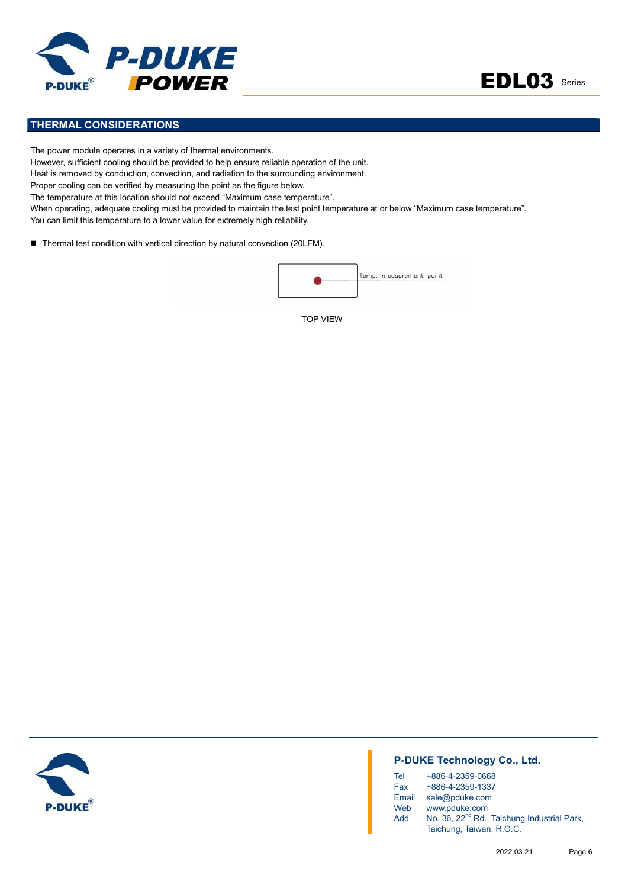## THERMAL CONSIDERATIONS

The power module operates in a variety of thermal environments.
However, sufficient cooling should be provided to help ensure reliable operation of the unit.
Heat is removed by conduction, convection, and radiation to the surrounding environment.
Proper cooling can be verified by measuring the point as the figure below.
The temperature at this location should not exceed "Maximum case temperature".
When operating, adequate cooling must be provided to maintain the test point temperature at or below "Maximum case temperature".
You can limit this temperature to a lower value for extremely high reliability.

- Thermal test condition with vertical direction by natural convection (20LFM).

Temp. measurement point

TOP VIEW

### P-DUKE Technology Co., Ltd.

Tel +886-4-2359-0668
Fax +886-4-2359-1337
Email sale@pduke.com
Web www.pduke.com
Add No. 36, 22nd Rd., Taichung Industrial Park, Taichung, Taiwan, R.O.C.

2022.03.21